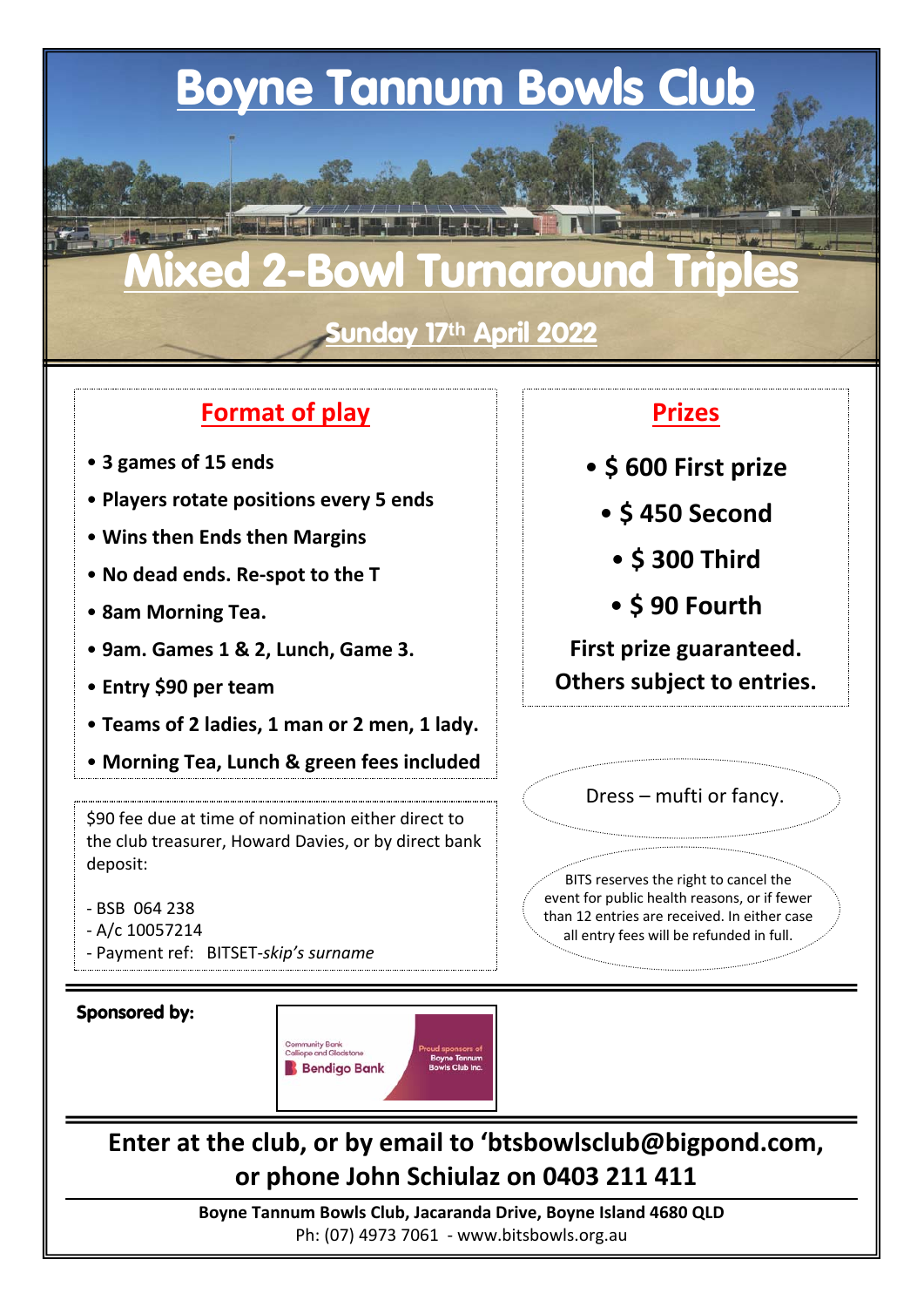# Boyne Tannum Bowls Club

# Mixed 2-Bowl Turnaround Triples

## Sunday 17th April 2022

## Format of play

- **3 games of 15 ends**
- **Players rotate positions every 5 ends**
- **Wins then Ends then Margins**
- **No dead ends. Re-spot to the T**
- **8am Morning Tea.**
- **9am. Games 1 & 2, Lunch, Game 3.**
- **Entry $90 per team**
- **Teams of 2 ladies, 1 man or 2 men, 1 lady.**
- **Morning Tea, Lunch & green fees included**

$90 fee due at time of nomination either direct to the club treasurer, Howard Davies, or by direct bank deposit:

- BSB 064 238
- A/c 10057214
- Payment ref: BITSET-*skip's surname*

## Prizes

- **$ 600 First prize**
- **$ 450 Second**
- **$ 300 Third**
- **$ 90 Fourth**

**First prize guaranteed. Others subject to entries.**

Dress – mufti or fancy.

BITS reserves the right to cancel the event for public health reasons, or if fewer than 12 entries are received. In either case all entry fees will be refunded in full.

**Sponsored by:**

Community Bank Calliope and Gladstone Bendigo Bank — Proud sponsors of Boyne Tannum Bowls Club Inc.

**Enter at the club, or by email to 'btsbowlsclub@bigpond.com, or phone John Schiulaz on 0403 211 411**

**Boyne Tannum Bowls Club, Jacaranda Drive, Boyne Island 4680 QLD**
Ph: (07) 4973 7061 - www.bitsbowls.org.au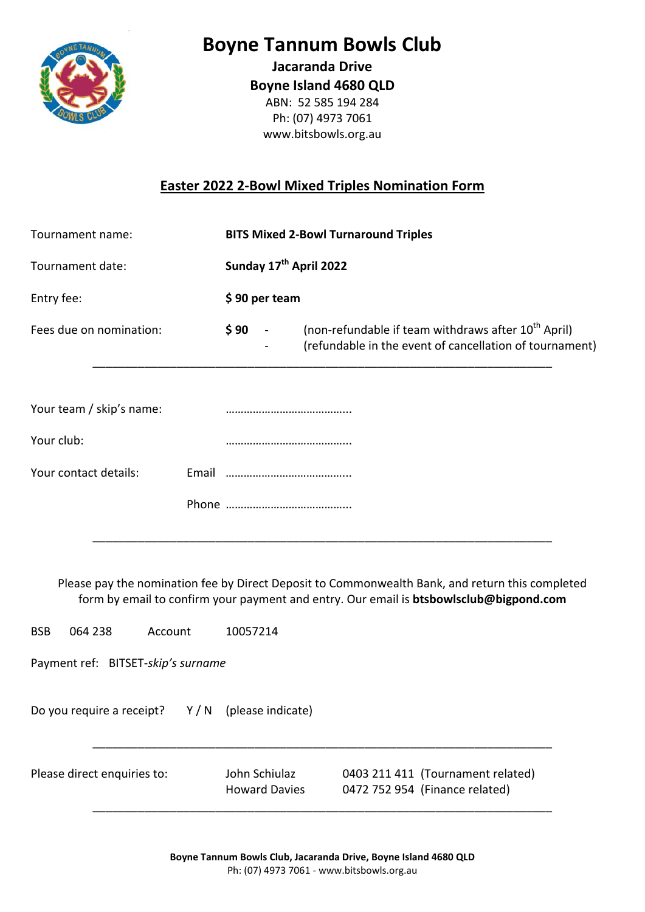# Boyne Tannum Bowls Club

**Jacaranda Drive**
**Boyne Island 4680 QLD**
ABN: 52 585 194 284
Ph: (07) 4973 7061
www.bitsbowls.org.au

## Easter 2022 2-Bowl Mixed Triples Nomination Form

Tournament name: **BITS Mixed 2-Bowl Turnaround Triples**

Tournament date: **Sunday 17th April 2022**

Entry fee: **$ 90 per team**

Fees due on nomination: **$ 90**
- (non-refundable if team withdraws after 10th April)
- (refundable in the event of cancellation of tournament)

---

Your team / skip's name: …………………………………..

Your club: …………………………………..

Your contact details:
Email …………………………………..
Phone …………………………………..

---

Please pay the nomination fee by Direct Deposit to Commonwealth Bank, and return this completed form by email to confirm your payment and entry. Our email is **btsbowlsclub@bigpond.com**

BSB 064 238 Account 10057214

Payment ref: BITSET-*skip's surname*

Do you require a receipt? Y / N (please indicate)

---

Please direct enquiries to:
John Schiulaz 0403 211 411 (Tournament related)
Howard Davies 0472 752 954 (Finance related)

---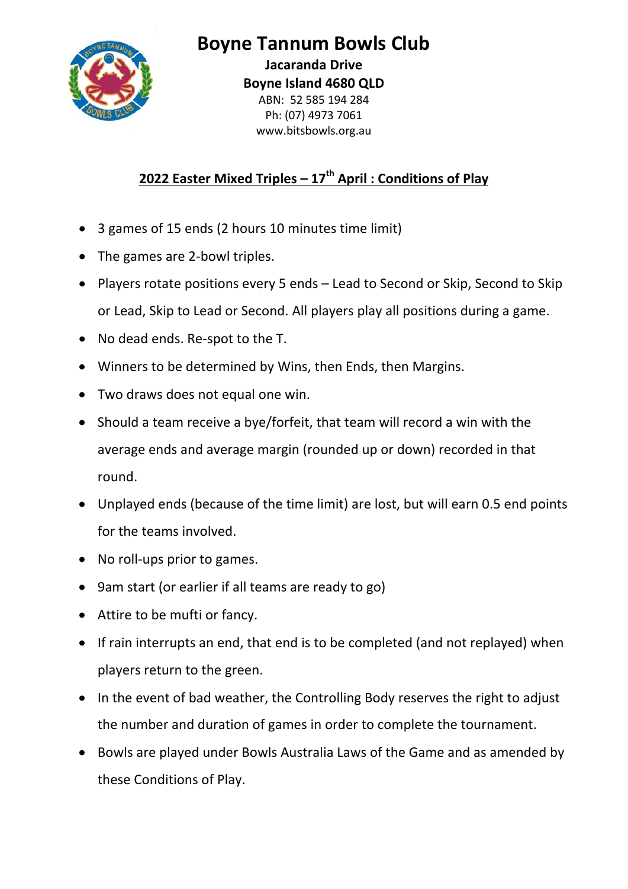# Boyne Tannum Bowls Club

**Jacaranda Drive**
**Boyne Island 4680 QLD**
ABN: 52 585 194 284
Ph: (07) 4973 7061
www.bitsbowls.org.au

## 2022 Easter Mixed Triples – 17th April : Conditions of Play

- 3 games of 15 ends (2 hours 10 minutes time limit)
- The games are 2-bowl triples.
- Players rotate positions every 5 ends – Lead to Second or Skip, Second to Skip or Lead, Skip to Lead or Second. All players play all positions during a game.
- No dead ends. Re-spot to the T.
- Winners to be determined by Wins, then Ends, then Margins.
- Two draws does not equal one win.
- Should a team receive a bye/forfeit, that team will record a win with the average ends and average margin (rounded up or down) recorded in that round.
- Unplayed ends (because of the time limit) are lost, but will earn 0.5 end points for the teams involved.
- No roll-ups prior to games.
- 9am start (or earlier if all teams are ready to go)
- Attire to be mufti or fancy.
- If rain interrupts an end, that end is to be completed (and not replayed) when players return to the green.
- In the event of bad weather, the Controlling Body reserves the right to adjust the number and duration of games in order to complete the tournament.
- Bowls are played under Bowls Australia Laws of the Game and as amended by these Conditions of Play.